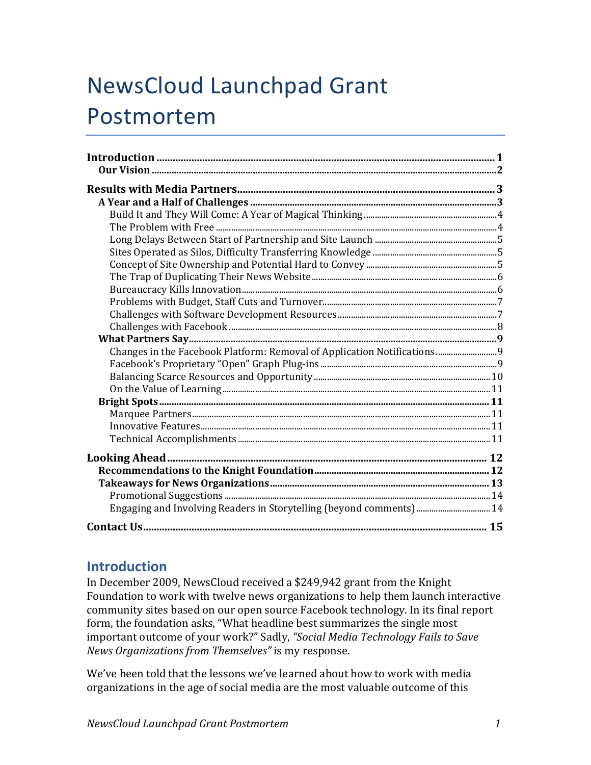# NewsCloud Launchpad Grant Postmortem

**Introduction** ... 1
- **Our Vision** ... 2

**Results with Media Partners** ... 3
- **A Year and a Half of Challenges** ... 3
  - Build It and They Will Come: A Year of Magical Thinking ... 4
  - The Problem with Free ... 4
  - Long Delays Between Start of Partnership and Site Launch ... 5
  - Sites Operated as Silos, Difficulty Transferring Knowledge ... 5
  - Concept of Site Ownership and Potential Hard to Convey ... 5
  - The Trap of Duplicating Their News Website ... 6
  - Bureaucracy Kills Innovation ... 6
  - Problems with Budget, Staff Cuts and Turnover ... 7
  - Challenges with Software Development Resources ... 7
  - Challenges with Facebook ... 8
- **What Partners Say** ... 9
  - Changes in the Facebook Platform: Removal of Application Notifications ... 9
  - Facebook's Proprietary "Open" Graph Plug-ins ... 9
  - Balancing Scarce Resources and Opportunity ... 10
  - On the Value of Learning ... 11
- **Bright Spots** ... 11
  - Marquee Partners ... 11
  - Innovative Features ... 11
  - Technical Accomplishments ... 11

**Looking Ahead** ... 12
- **Recommendations to the Knight Foundation** ... 12
- **Takeaways for News Organizations** ... 13
  - Promotional Suggestions ... 14
  - Engaging and Involving Readers in Storytelling (beyond comments) ... 14

**Contact Us** ... 15

## Introduction

In December 2009, NewsCloud received a $249,942 grant from the Knight Foundation to work with twelve news organizations to help them launch interactive community sites based on our open source Facebook technology. In its final report form, the foundation asks, "What headline best summarizes the single most important outcome of your work?" Sadly, *"Social Media Technology Fails to Save News Organizations from Themselves"* is my response.

We've been told that the lessons we've learned about how to work with media organizations in the age of social media are the most valuable outcome of this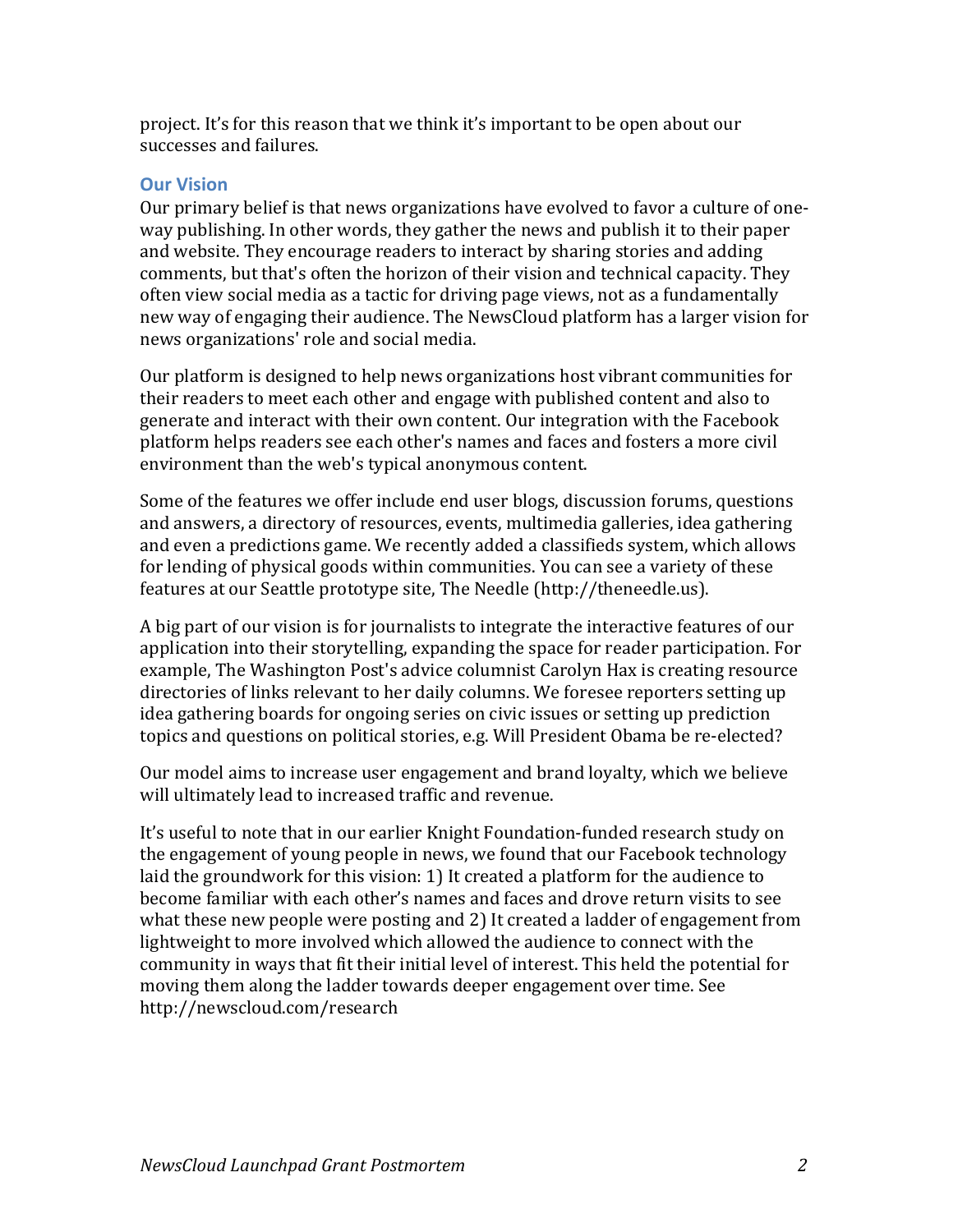project. It's for this reason that we think it's important to be open about our successes and failures.

## Our Vision

Our primary belief is that news organizations have evolved to favor a culture of one-way publishing. In other words, they gather the news and publish it to their paper and website. They encourage readers to interact by sharing stories and adding comments, but that's often the horizon of their vision and technical capacity. They often view social media as a tactic for driving page views, not as a fundamentally new way of engaging their audience. The NewsCloud platform has a larger vision for news organizations' role and social media.

Our platform is designed to help news organizations host vibrant communities for their readers to meet each other and engage with published content and also to generate and interact with their own content. Our integration with the Facebook platform helps readers see each other's names and faces and fosters a more civil environment than the web's typical anonymous content.

Some of the features we offer include end user blogs, discussion forums, questions and answers, a directory of resources, events, multimedia galleries, idea gathering and even a predictions game. We recently added a classifieds system, which allows for lending of physical goods within communities. You can see a variety of these features at our Seattle prototype site, The Needle (http://theneedle.us).

A big part of our vision is for journalists to integrate the interactive features of our application into their storytelling, expanding the space for reader participation. For example, The Washington Post's advice columnist Carolyn Hax is creating resource directories of links relevant to her daily columns. We foresee reporters setting up idea gathering boards for ongoing series on civic issues or setting up prediction topics and questions on political stories, e.g. Will President Obama be re-elected?

Our model aims to increase user engagement and brand loyalty, which we believe will ultimately lead to increased traffic and revenue.

It's useful to note that in our earlier Knight Foundation-funded research study on the engagement of young people in news, we found that our Facebook technology laid the groundwork for this vision: 1) It created a platform for the audience to become familiar with each other's names and faces and drove return visits to see what these new people were posting and 2) It created a ladder of engagement from lightweight to more involved which allowed the audience to connect with the community in ways that fit their initial level of interest. This held the potential for moving them along the ladder towards deeper engagement over time. See http://newscloud.com/research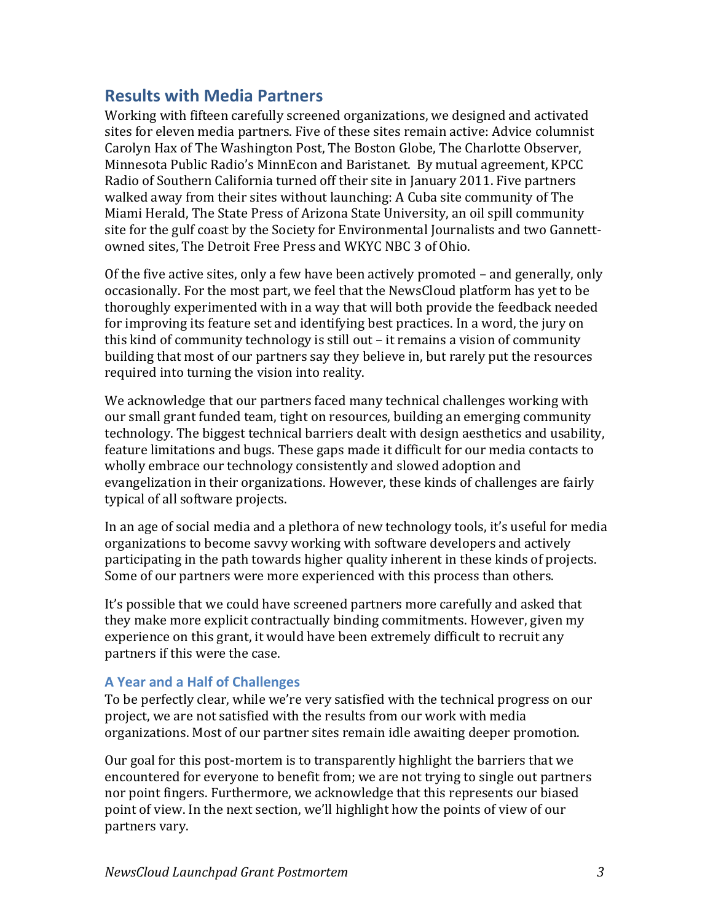## Results with Media Partners

Working with fifteen carefully screened organizations, we designed and activated sites for eleven media partners. Five of these sites remain active: Advice columnist Carolyn Hax of The Washington Post, The Boston Globe, The Charlotte Observer, Minnesota Public Radio's MinnEcon and Baristanet. By mutual agreement, KPCC Radio of Southern California turned off their site in January 2011. Five partners walked away from their sites without launching: A Cuba site community of The Miami Herald, The State Press of Arizona State University, an oil spill community site for the gulf coast by the Society for Environmental Journalists and two Gannett-owned sites, The Detroit Free Press and WKYC NBC 3 of Ohio.

Of the five active sites, only a few have been actively promoted – and generally, only occasionally. For the most part, we feel that the NewsCloud platform has yet to be thoroughly experimented with in a way that will both provide the feedback needed for improving its feature set and identifying best practices. In a word, the jury on this kind of community technology is still out – it remains a vision of community building that most of our partners say they believe in, but rarely put the resources required into turning the vision into reality.

We acknowledge that our partners faced many technical challenges working with our small grant funded team, tight on resources, building an emerging community technology. The biggest technical barriers dealt with design aesthetics and usability, feature limitations and bugs. These gaps made it difficult for our media contacts to wholly embrace our technology consistently and slowed adoption and evangelization in their organizations. However, these kinds of challenges are fairly typical of all software projects.

In an age of social media and a plethora of new technology tools, it's useful for media organizations to become savvy working with software developers and actively participating in the path towards higher quality inherent in these kinds of projects. Some of our partners were more experienced with this process than others.

It's possible that we could have screened partners more carefully and asked that they make more explicit contractually binding commitments. However, given my experience on this grant, it would have been extremely difficult to recruit any partners if this were the case.

### A Year and a Half of Challenges

To be perfectly clear, while we're very satisfied with the technical progress on our project, we are not satisfied with the results from our work with media organizations. Most of our partner sites remain idle awaiting deeper promotion.

Our goal for this post-mortem is to transparently highlight the barriers that we encountered for everyone to benefit from; we are not trying to single out partners nor point fingers. Furthermore, we acknowledge that this represents our biased point of view. In the next section, we'll highlight how the points of view of our partners vary.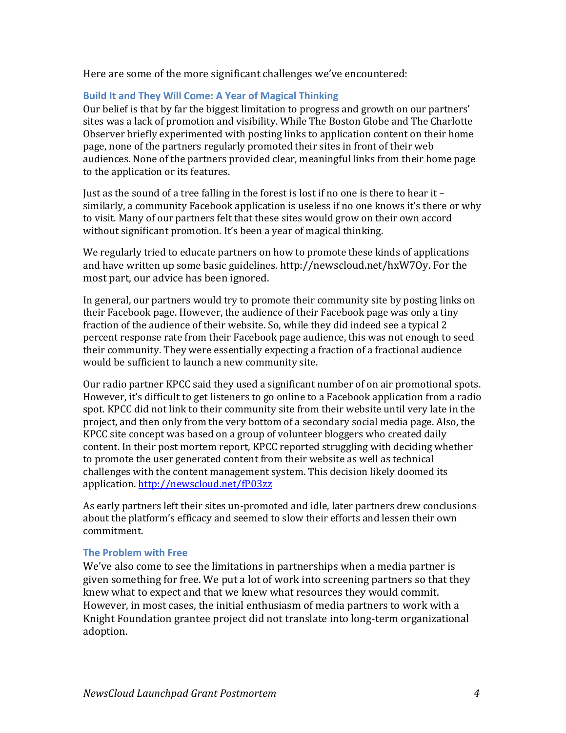Here are some of the more significant challenges we've encountered:

### Build It and They Will Come: A Year of Magical Thinking

Our belief is that by far the biggest limitation to progress and growth on our partners' sites was a lack of promotion and visibility. While The Boston Globe and The Charlotte Observer briefly experimented with posting links to application content on their home page, none of the partners regularly promoted their sites in front of their web audiences. None of the partners provided clear, meaningful links from their home page to the application or its features.

Just as the sound of a tree falling in the forest is lost if no one is there to hear it – similarly, a community Facebook application is useless if no one knows it's there or why to visit. Many of our partners felt that these sites would grow on their own accord without significant promotion. It's been a year of magical thinking.

We regularly tried to educate partners on how to promote these kinds of applications and have written up some basic guidelines. http://newscloud.net/hxW7Oy. For the most part, our advice has been ignored.

In general, our partners would try to promote their community site by posting links on their Facebook page. However, the audience of their Facebook page was only a tiny fraction of the audience of their website. So, while they did indeed see a typical 2 percent response rate from their Facebook page audience, this was not enough to seed their community. They were essentially expecting a fraction of a fractional audience would be sufficient to launch a new community site.

Our radio partner KPCC said they used a significant number of on air promotional spots. However, it's difficult to get listeners to go online to a Facebook application from a radio spot. KPCC did not link to their community site from their website until very late in the project, and then only from the very bottom of a secondary social media page. Also, the KPCC site concept was based on a group of volunteer bloggers who created daily content. In their post mortem report, KPCC reported struggling with deciding whether to promote the user generated content from their website as well as technical challenges with the content management system. This decision likely doomed its application. http://newscloud.net/fP03zz

As early partners left their sites un-promoted and idle, later partners drew conclusions about the platform's efficacy and seemed to slow their efforts and lessen their own commitment.

### The Problem with Free

We've also come to see the limitations in partnerships when a media partner is given something for free. We put a lot of work into screening partners so that they knew what to expect and that we knew what resources they would commit. However, in most cases, the initial enthusiasm of media partners to work with a Knight Foundation grantee project did not translate into long-term organizational adoption.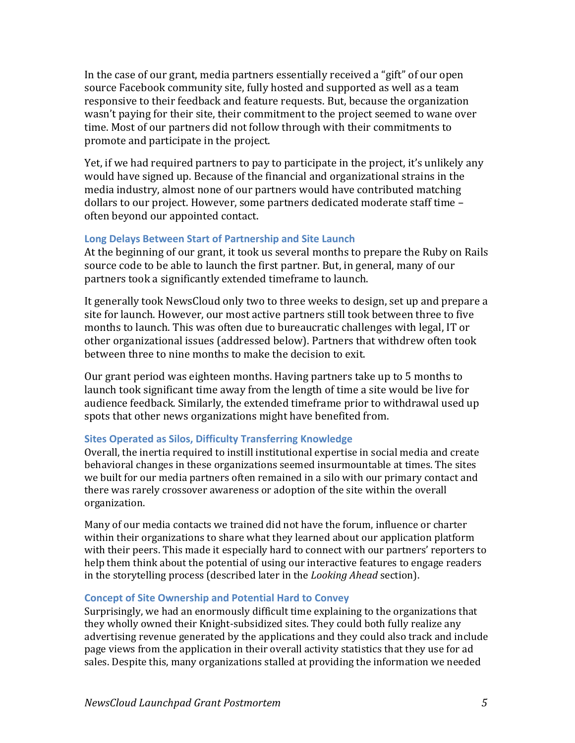In the case of our grant, media partners essentially received a "gift" of our open source Facebook community site, fully hosted and supported as well as a team responsive to their feedback and feature requests. But, because the organization wasn't paying for their site, their commitment to the project seemed to wane over time. Most of our partners did not follow through with their commitments to promote and participate in the project.

Yet, if we had required partners to pay to participate in the project, it's unlikely any would have signed up. Because of the financial and organizational strains in the media industry, almost none of our partners would have contributed matching dollars to our project. However, some partners dedicated moderate staff time – often beyond our appointed contact.

### Long Delays Between Start of Partnership and Site Launch

At the beginning of our grant, it took us several months to prepare the Ruby on Rails source code to be able to launch the first partner. But, in general, many of our partners took a significantly extended timeframe to launch.

It generally took NewsCloud only two to three weeks to design, set up and prepare a site for launch. However, our most active partners still took between three to five months to launch. This was often due to bureaucratic challenges with legal, IT or other organizational issues (addressed below). Partners that withdrew often took between three to nine months to make the decision to exit.

Our grant period was eighteen months. Having partners take up to 5 months to launch took significant time away from the length of time a site would be live for audience feedback. Similarly, the extended timeframe prior to withdrawal used up spots that other news organizations might have benefited from.

### Sites Operated as Silos, Difficulty Transferring Knowledge

Overall, the inertia required to instill institutional expertise in social media and create behavioral changes in these organizations seemed insurmountable at times. The sites we built for our media partners often remained in a silo with our primary contact and there was rarely crossover awareness or adoption of the site within the overall organization.

Many of our media contacts we trained did not have the forum, influence or charter within their organizations to share what they learned about our application platform with their peers. This made it especially hard to connect with our partners' reporters to help them think about the potential of using our interactive features to engage readers in the storytelling process (described later in the *Looking Ahead* section).

### Concept of Site Ownership and Potential Hard to Convey

Surprisingly, we had an enormously difficult time explaining to the organizations that they wholly owned their Knight-subsidized sites. They could both fully realize any advertising revenue generated by the applications and they could also track and include page views from the application in their overall activity statistics that they use for ad sales. Despite this, many organizations stalled at providing the information we needed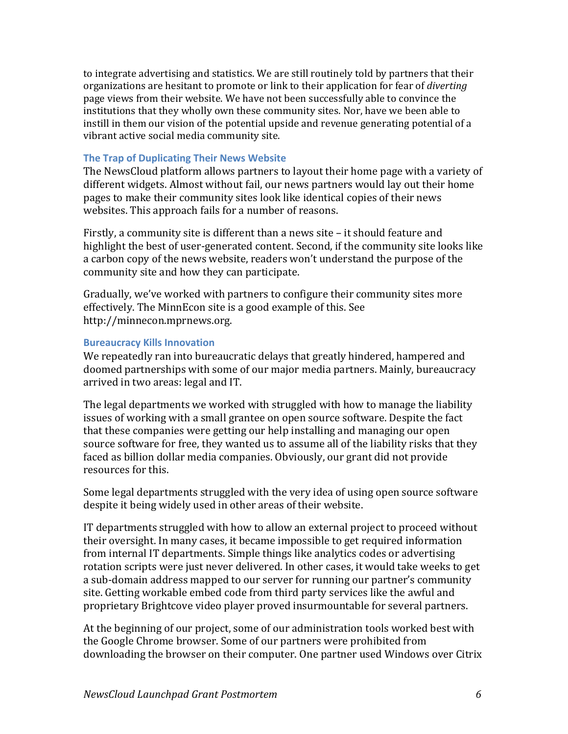to integrate advertising and statistics. We are still routinely told by partners that their organizations are hesitant to promote or link to their application for fear of *diverting* page views from their website. We have not been successfully able to convince the institutions that they wholly own these community sites. Nor, have we been able to instill in them our vision of the potential upside and revenue generating potential of a vibrant active social media community site.

### The Trap of Duplicating Their News Website

The NewsCloud platform allows partners to layout their home page with a variety of different widgets. Almost without fail, our news partners would lay out their home pages to make their community sites look like identical copies of their news websites. This approach fails for a number of reasons.

Firstly, a community site is different than a news site – it should feature and highlight the best of user-generated content. Second, if the community site looks like a carbon copy of the news website, readers won't understand the purpose of the community site and how they can participate.

Gradually, we've worked with partners to configure their community sites more effectively. The MinnEcon site is a good example of this. See http://minnecon.mprnews.org.

### Bureaucracy Kills Innovation

We repeatedly ran into bureaucratic delays that greatly hindered, hampered and doomed partnerships with some of our major media partners. Mainly, bureaucracy arrived in two areas: legal and IT.

The legal departments we worked with struggled with how to manage the liability issues of working with a small grantee on open source software. Despite the fact that these companies were getting our help installing and managing our open source software for free, they wanted us to assume all of the liability risks that they faced as billion dollar media companies. Obviously, our grant did not provide resources for this.

Some legal departments struggled with the very idea of using open source software despite it being widely used in other areas of their website.

IT departments struggled with how to allow an external project to proceed without their oversight. In many cases, it became impossible to get required information from internal IT departments. Simple things like analytics codes or advertising rotation scripts were just never delivered. In other cases, it would take weeks to get a sub-domain address mapped to our server for running our partner's community site. Getting workable embed code from third party services like the awful and proprietary Brightcove video player proved insurmountable for several partners.

At the beginning of our project, some of our administration tools worked best with the Google Chrome browser. Some of our partners were prohibited from downloading the browser on their computer. One partner used Windows over Citrix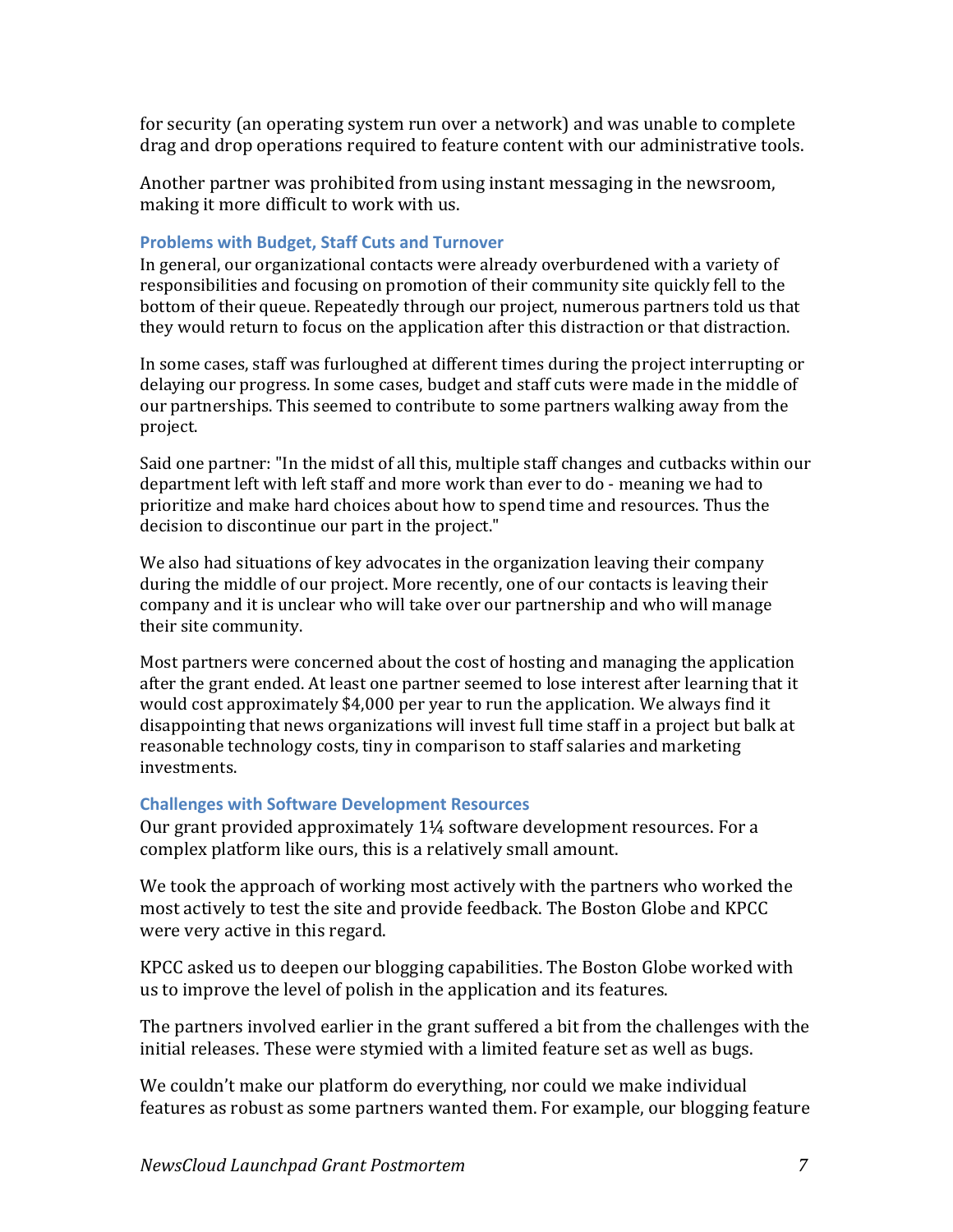for security (an operating system run over a network) and was unable to complete drag and drop operations required to feature content with our administrative tools.

Another partner was prohibited from using instant messaging in the newsroom, making it more difficult to work with us.

### Problems with Budget, Staff Cuts and Turnover

In general, our organizational contacts were already overburdened with a variety of responsibilities and focusing on promotion of their community site quickly fell to the bottom of their queue. Repeatedly through our project, numerous partners told us that they would return to focus on the application after this distraction or that distraction.

In some cases, staff was furloughed at different times during the project interrupting or delaying our progress. In some cases, budget and staff cuts were made in the middle of our partnerships. This seemed to contribute to some partners walking away from the project.

Said one partner: "In the midst of all this, multiple staff changes and cutbacks within our department left with left staff and more work than ever to do - meaning we had to prioritize and make hard choices about how to spend time and resources. Thus the decision to discontinue our part in the project."

We also had situations of key advocates in the organization leaving their company during the middle of our project. More recently, one of our contacts is leaving their company and it is unclear who will take over our partnership and who will manage their site community.

Most partners were concerned about the cost of hosting and managing the application after the grant ended. At least one partner seemed to lose interest after learning that it would cost approximately $4,000 per year to run the application. We always find it disappointing that news organizations will invest full time staff in a project but balk at reasonable technology costs, tiny in comparison to staff salaries and marketing investments.

### Challenges with Software Development Resources

Our grant provided approximately 1¼ software development resources. For a complex platform like ours, this is a relatively small amount.

We took the approach of working most actively with the partners who worked the most actively to test the site and provide feedback. The Boston Globe and KPCC were very active in this regard.

KPCC asked us to deepen our blogging capabilities. The Boston Globe worked with us to improve the level of polish in the application and its features.

The partners involved earlier in the grant suffered a bit from the challenges with the initial releases. These were stymied with a limited feature set as well as bugs.

We couldn't make our platform do everything, nor could we make individual features as robust as some partners wanted them. For example, our blogging feature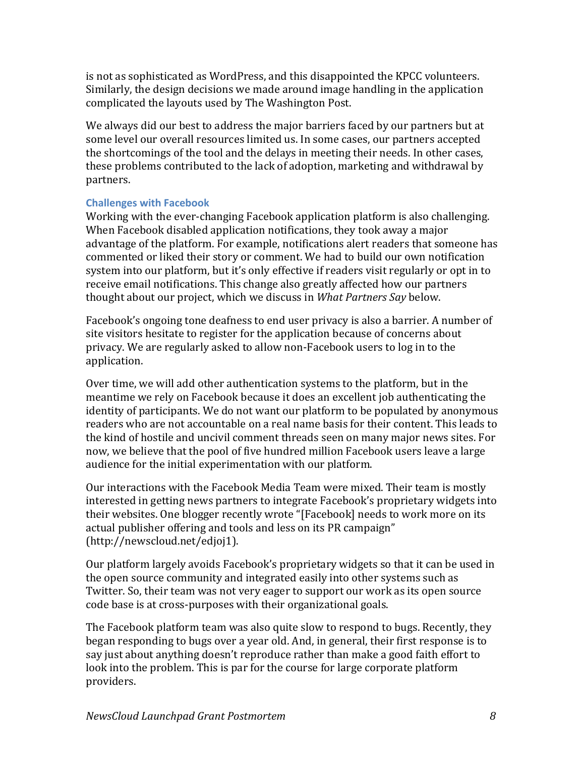is not as sophisticated as WordPress, and this disappointed the KPCC volunteers. Similarly, the design decisions we made around image handling in the application complicated the layouts used by The Washington Post.

We always did our best to address the major barriers faced by our partners but at some level our overall resources limited us. In some cases, our partners accepted the shortcomings of the tool and the delays in meeting their needs. In other cases, these problems contributed to the lack of adoption, marketing and withdrawal by partners.

### Challenges with Facebook

Working with the ever-changing Facebook application platform is also challenging. When Facebook disabled application notifications, they took away a major advantage of the platform. For example, notifications alert readers that someone has commented or liked their story or comment. We had to build our own notification system into our platform, but it's only effective if readers visit regularly or opt in to receive email notifications. This change also greatly affected how our partners thought about our project, which we discuss in *What Partners Say* below.

Facebook's ongoing tone deafness to end user privacy is also a barrier. A number of site visitors hesitate to register for the application because of concerns about privacy. We are regularly asked to allow non-Facebook users to log in to the application.

Over time, we will add other authentication systems to the platform, but in the meantime we rely on Facebook because it does an excellent job authenticating the identity of participants. We do not want our platform to be populated by anonymous readers who are not accountable on a real name basis for their content. This leads to the kind of hostile and uncivil comment threads seen on many major news sites. For now, we believe that the pool of five hundred million Facebook users leave a large audience for the initial experimentation with our platform.

Our interactions with the Facebook Media Team were mixed. Their team is mostly interested in getting news partners to integrate Facebook's proprietary widgets into their websites. One blogger recently wrote "[Facebook] needs to work more on its actual publisher offering and tools and less on its PR campaign" (http://newscloud.net/edjoj1).

Our platform largely avoids Facebook's proprietary widgets so that it can be used in the open source community and integrated easily into other systems such as Twitter. So, their team was not very eager to support our work as its open source code base is at cross-purposes with their organizational goals.

The Facebook platform team was also quite slow to respond to bugs. Recently, they began responding to bugs over a year old. And, in general, their first response is to say just about anything doesn't reproduce rather than make a good faith effort to look into the problem. This is par for the course for large corporate platform providers.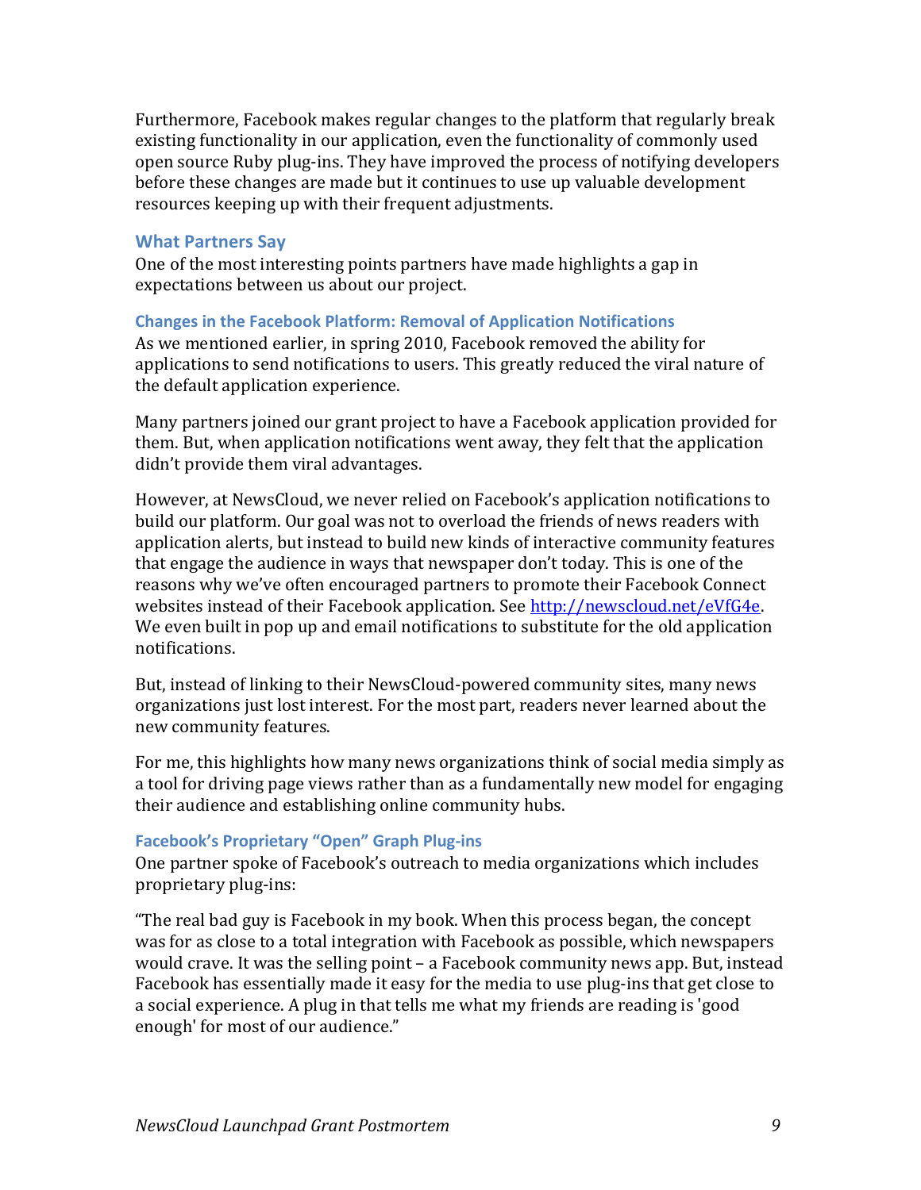Furthermore, Facebook makes regular changes to the platform that regularly break existing functionality in our application, even the functionality of commonly used open source Ruby plug-ins. They have improved the process of notifying developers before these changes are made but it continues to use up valuable development resources keeping up with their frequent adjustments.

## What Partners Say

One of the most interesting points partners have made highlights a gap in expectations between us about our project.

### Changes in the Facebook Platform: Removal of Application Notifications

As we mentioned earlier, in spring 2010, Facebook removed the ability for applications to send notifications to users. This greatly reduced the viral nature of the default application experience.

Many partners joined our grant project to have a Facebook application provided for them. But, when application notifications went away, they felt that the application didn't provide them viral advantages.

However, at NewsCloud, we never relied on Facebook's application notifications to build our platform. Our goal was not to overload the friends of news readers with application alerts, but instead to build new kinds of interactive community features that engage the audience in ways that newspaper don't today. This is one of the reasons why we've often encouraged partners to promote their Facebook Connect websites instead of their Facebook application. See [http://newscloud.net/eVfG4e](http://newscloud.net/eVfG4e). We even built in pop up and email notifications to substitute for the old application notifications.

But, instead of linking to their NewsCloud-powered community sites, many news organizations just lost interest. For the most part, readers never learned about the new community features.

For me, this highlights how many news organizations think of social media simply as a tool for driving page views rather than as a fundamentally new model for engaging their audience and establishing online community hubs.

### Facebook's Proprietary "Open" Graph Plug-ins

One partner spoke of Facebook's outreach to media organizations which includes proprietary plug-ins:

"The real bad guy is Facebook in my book. When this process began, the concept was for as close to a total integration with Facebook as possible, which newspapers would crave. It was the selling point – a Facebook community news app. But, instead Facebook has essentially made it easy for the media to use plug-ins that get close to a social experience. A plug in that tells me what my friends are reading is 'good enough' for most of our audience."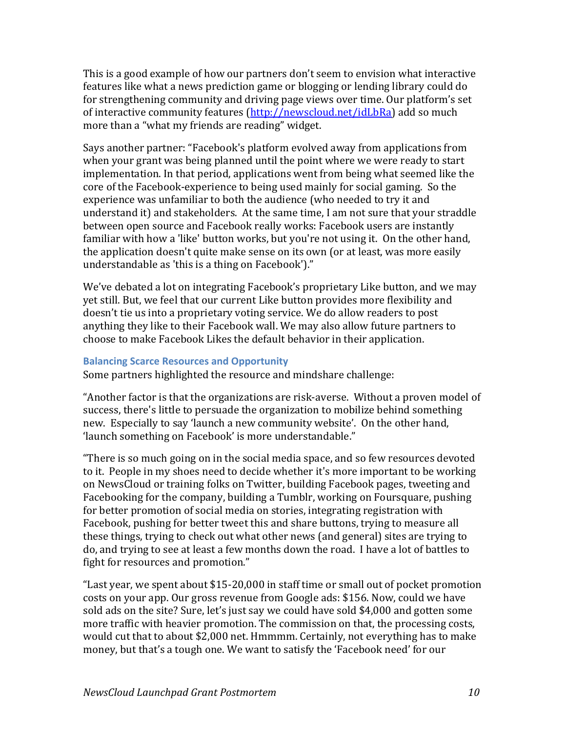This is a good example of how our partners don't seem to envision what interactive features like what a news prediction game or blogging or lending library could do for strengthening community and driving page views over time. Our platform's set of interactive community features (http://newscloud.net/idLbRa) add so much more than a "what my friends are reading" widget.

Says another partner: "Facebook's platform evolved away from applications from when your grant was being planned until the point where we were ready to start implementation. In that period, applications went from being what seemed like the core of the Facebook-experience to being used mainly for social gaming. So the experience was unfamiliar to both the audience (who needed to try it and understand it) and stakeholders. At the same time, I am not sure that your straddle between open source and Facebook really works: Facebook users are instantly familiar with how a 'like' button works, but you're not using it. On the other hand, the application doesn't quite make sense on its own (or at least, was more easily understandable as 'this is a thing on Facebook')."

We've debated a lot on integrating Facebook's proprietary Like button, and we may yet still. But, we feel that our current Like button provides more flexibility and doesn't tie us into a proprietary voting service. We do allow readers to post anything they like to their Facebook wall. We may also allow future partners to choose to make Facebook Likes the default behavior in their application.

### Balancing Scarce Resources and Opportunity

Some partners highlighted the resource and mindshare challenge:

"Another factor is that the organizations are risk-averse. Without a proven model of success, there's little to persuade the organization to mobilize behind something new. Especially to say 'launch a new community website'. On the other hand, 'launch something on Facebook' is more understandable."

"There is so much going on in the social media space, and so few resources devoted to it. People in my shoes need to decide whether it's more important to be working on NewsCloud or training folks on Twitter, building Facebook pages, tweeting and Facebooking for the company, building a Tumblr, working on Foursquare, pushing for better promotion of social media on stories, integrating registration with Facebook, pushing for better tweet this and share buttons, trying to measure all these things, trying to check out what other news (and general) sites are trying to do, and trying to see at least a few months down the road. I have a lot of battles to fight for resources and promotion."

"Last year, we spent about $15-20,000 in staff time or small out of pocket promotion costs on your app. Our gross revenue from Google ads: $156. Now, could we have sold ads on the site? Sure, let's just say we could have sold $4,000 and gotten some more traffic with heavier promotion. The commission on that, the processing costs, would cut that to about $2,000 net. Hmmmm. Certainly, not everything has to make money, but that's a tough one. We want to satisfy the 'Facebook need' for our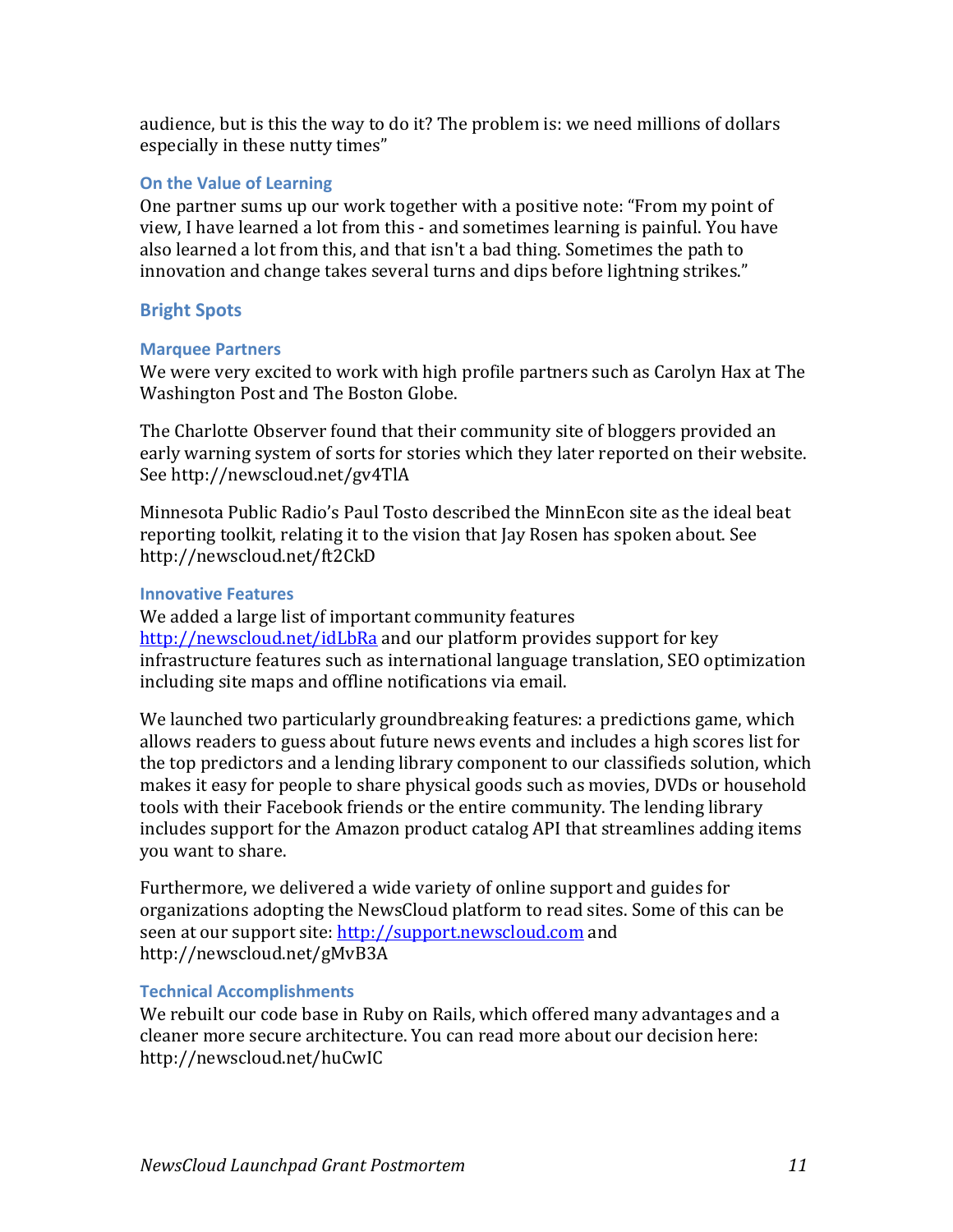audience, but is this the way to do it? The problem is: we need millions of dollars especially in these nutty times"

### On the Value of Learning

One partner sums up our work together with a positive note: "From my point of view, I have learned a lot from this - and sometimes learning is painful. You have also learned a lot from this, and that isn't a bad thing. Sometimes the path to innovation and change takes several turns and dips before lightning strikes."

## Bright Spots

### Marquee Partners

We were very excited to work with high profile partners such as Carolyn Hax at The Washington Post and The Boston Globe.

The Charlotte Observer found that their community site of bloggers provided an early warning system of sorts for stories which they later reported on their website. See http://newscloud.net/gv4TlA

Minnesota Public Radio's Paul Tosto described the MinnEcon site as the ideal beat reporting toolkit, relating it to the vision that Jay Rosen has spoken about. See http://newscloud.net/ft2CkD

### Innovative Features

We added a large list of important community features [http://newscloud.net/idLbRa](http://newscloud.net/idLbRa) and our platform provides support for key infrastructure features such as international language translation, SEO optimization including site maps and offline notifications via email.

We launched two particularly groundbreaking features: a predictions game, which allows readers to guess about future news events and includes a high scores list for the top predictors and a lending library component to our classifieds solution, which makes it easy for people to share physical goods such as movies, DVDs or household tools with their Facebook friends or the entire community. The lending library includes support for the Amazon product catalog API that streamlines adding items you want to share.

Furthermore, we delivered a wide variety of online support and guides for organizations adopting the NewsCloud platform to read sites. Some of this can be seen at our support site: [http://support.newscloud.com](http://support.newscloud.com) and http://newscloud.net/gMvB3A

### Technical Accomplishments

We rebuilt our code base in Ruby on Rails, which offered many advantages and a cleaner more secure architecture. You can read more about our decision here: http://newscloud.net/huCwIC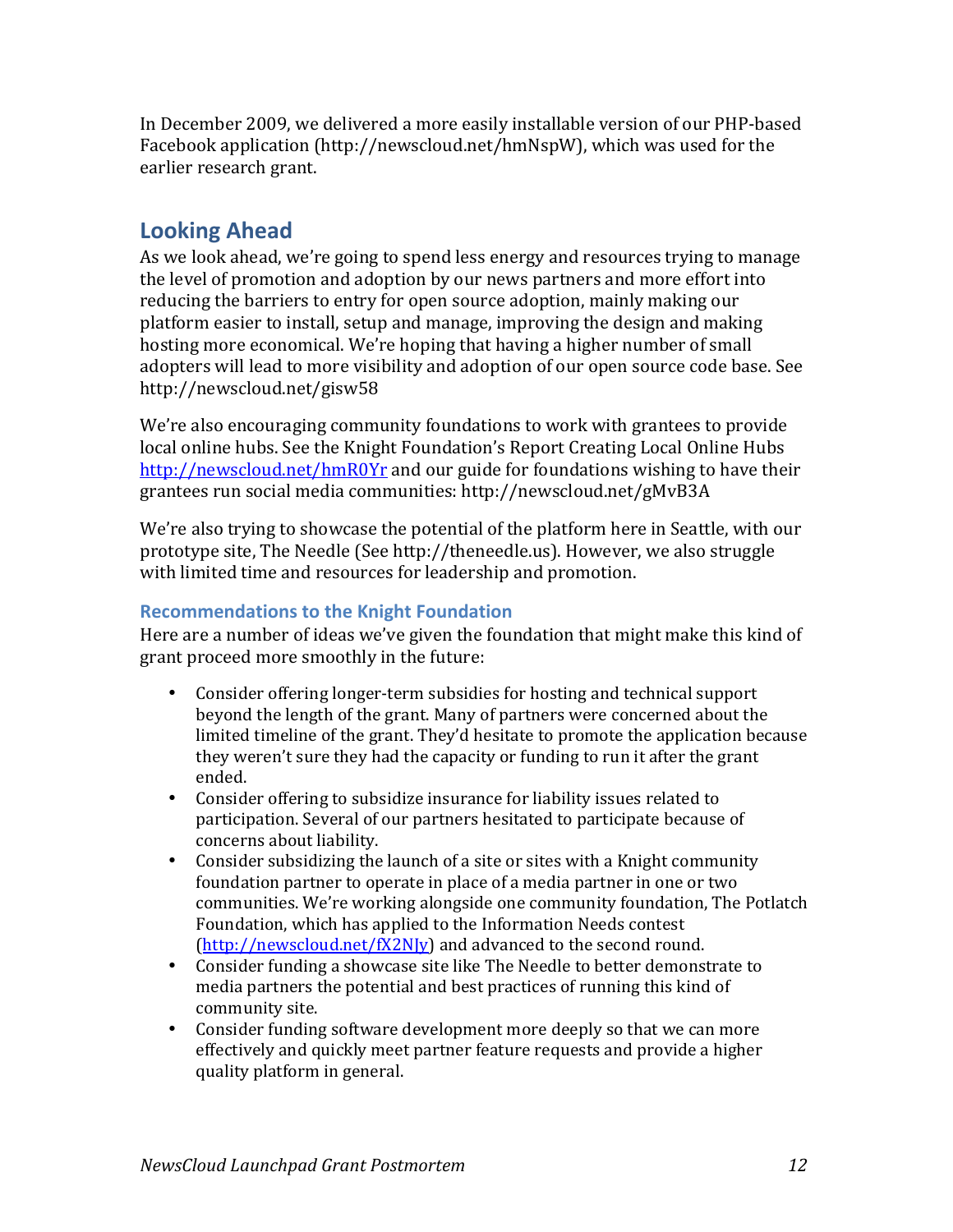In December 2009, we delivered a more easily installable version of our PHP-based Facebook application (http://newscloud.net/hmNspW), which was used for the earlier research grant.

## Looking Ahead

As we look ahead, we're going to spend less energy and resources trying to manage the level of promotion and adoption by our news partners and more effort into reducing the barriers to entry for open source adoption, mainly making our platform easier to install, setup and manage, improving the design and making hosting more economical. We're hoping that having a higher number of small adopters will lead to more visibility and adoption of our open source code base. See http://newscloud.net/gisw58

We're also encouraging community foundations to work with grantees to provide local online hubs. See the Knight Foundation's Report Creating Local Online Hubs http://newscloud.net/hmR0Yr and our guide for foundations wishing to have their grantees run social media communities: http://newscloud.net/gMvB3A

We're also trying to showcase the potential of the platform here in Seattle, with our prototype site, The Needle (See http://theneedle.us). However, we also struggle with limited time and resources for leadership and promotion.

### Recommendations to the Knight Foundation

Here are a number of ideas we've given the foundation that might make this kind of grant proceed more smoothly in the future:

- Consider offering longer-term subsidies for hosting and technical support beyond the length of the grant. Many of partners were concerned about the limited timeline of the grant. They'd hesitate to promote the application because they weren't sure they had the capacity or funding to run it after the grant ended.
- Consider offering to subsidize insurance for liability issues related to participation. Several of our partners hesitated to participate because of concerns about liability.
- Consider subsidizing the launch of a site or sites with a Knight community foundation partner to operate in place of a media partner in one or two communities. We're working alongside one community foundation, The Potlatch Foundation, which has applied to the Information Needs contest (http://newscloud.net/fX2NJy) and advanced to the second round.
- Consider funding a showcase site like The Needle to better demonstrate to media partners the potential and best practices of running this kind of community site.
- Consider funding software development more deeply so that we can more effectively and quickly meet partner feature requests and provide a higher quality platform in general.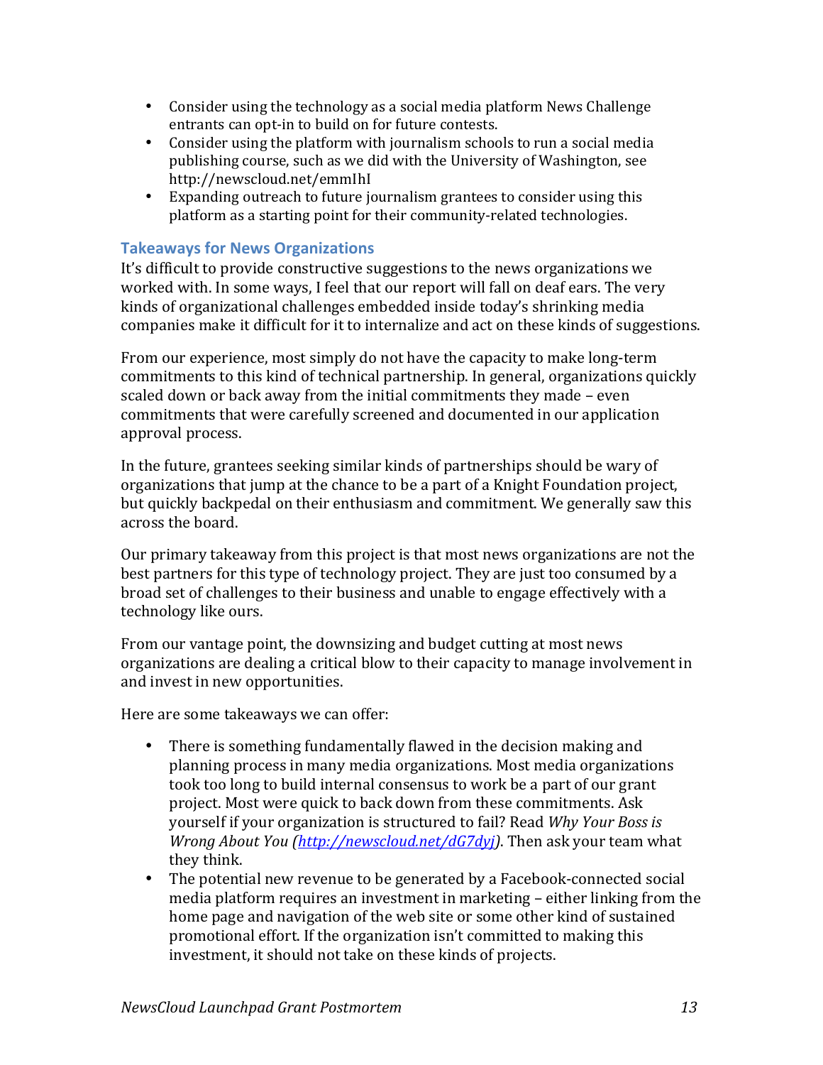- Consider using the technology as a social media platform News Challenge entrants can opt-in to build on for future contests.
- Consider using the platform with journalism schools to run a social media publishing course, such as we did with the University of Washington, see http://newscloud.net/emmIhI
- Expanding outreach to future journalism grantees to consider using this platform as a starting point for their community-related technologies.

### Takeaways for News Organizations

It's difficult to provide constructive suggestions to the news organizations we worked with. In some ways, I feel that our report will fall on deaf ears. The very kinds of organizational challenges embedded inside today's shrinking media companies make it difficult for it to internalize and act on these kinds of suggestions.

From our experience, most simply do not have the capacity to make long-term commitments to this kind of technical partnership. In general, organizations quickly scaled down or back away from the initial commitments they made – even commitments that were carefully screened and documented in our application approval process.

In the future, grantees seeking similar kinds of partnerships should be wary of organizations that jump at the chance to be a part of a Knight Foundation project, but quickly backpedal on their enthusiasm and commitment. We generally saw this across the board.

Our primary takeaway from this project is that most news organizations are not the best partners for this type of technology project. They are just too consumed by a broad set of challenges to their business and unable to engage effectively with a technology like ours.

From our vantage point, the downsizing and budget cutting at most news organizations are dealing a critical blow to their capacity to manage involvement in and invest in new opportunities.

Here are some takeaways we can offer:

- There is something fundamentally flawed in the decision making and planning process in many media organizations. Most media organizations took too long to build internal consensus to work be a part of our grant project. Most were quick to back down from these commitments. Ask yourself if your organization is structured to fail? Read *Why Your Boss is Wrong About You (http://newscloud.net/dG7dyj)*. Then ask your team what they think.
- The potential new revenue to be generated by a Facebook-connected social media platform requires an investment in marketing – either linking from the home page and navigation of the web site or some other kind of sustained promotional effort. If the organization isn't committed to making this investment, it should not take on these kinds of projects.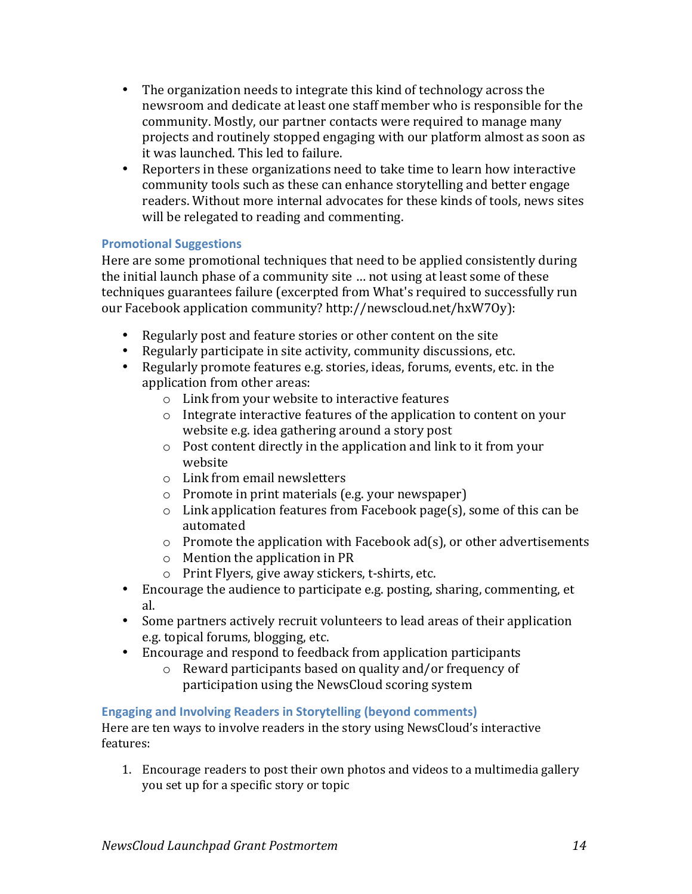- The organization needs to integrate this kind of technology across the newsroom and dedicate at least one staff member who is responsible for the community. Mostly, our partner contacts were required to manage many projects and routinely stopped engaging with our platform almost as soon as it was launched. This led to failure.
- Reporters in these organizations need to take time to learn how interactive community tools such as these can enhance storytelling and better engage readers. Without more internal advocates for these kinds of tools, news sites will be relegated to reading and commenting.

### Promotional Suggestions

Here are some promotional techniques that need to be applied consistently during the initial launch phase of a community site … not using at least some of these techniques guarantees failure (excerpted from What's required to successfully run our Facebook application community? http://newscloud.net/hxW7Oy):

- Regularly post and feature stories or other content on the site
- Regularly participate in site activity, community discussions, etc.
- Regularly promote features e.g. stories, ideas, forums, events, etc. in the application from other areas:
  - Link from your website to interactive features
  - Integrate interactive features of the application to content on your website e.g. idea gathering around a story post
  - Post content directly in the application and link to it from your website
  - Link from email newsletters
  - Promote in print materials (e.g. your newspaper)
  - Link application features from Facebook page(s), some of this can be automated
  - Promote the application with Facebook ad(s), or other advertisements
  - Mention the application in PR
  - Print Flyers, give away stickers, t-shirts, etc.
- Encourage the audience to participate e.g. posting, sharing, commenting, et al.
- Some partners actively recruit volunteers to lead areas of their application e.g. topical forums, blogging, etc.
- Encourage and respond to feedback from application participants
  - Reward participants based on quality and/or frequency of participation using the NewsCloud scoring system

### Engaging and Involving Readers in Storytelling (beyond comments)

Here are ten ways to involve readers in the story using NewsCloud's interactive features:

1. Encourage readers to post their own photos and videos to a multimedia gallery you set up for a specific story or topic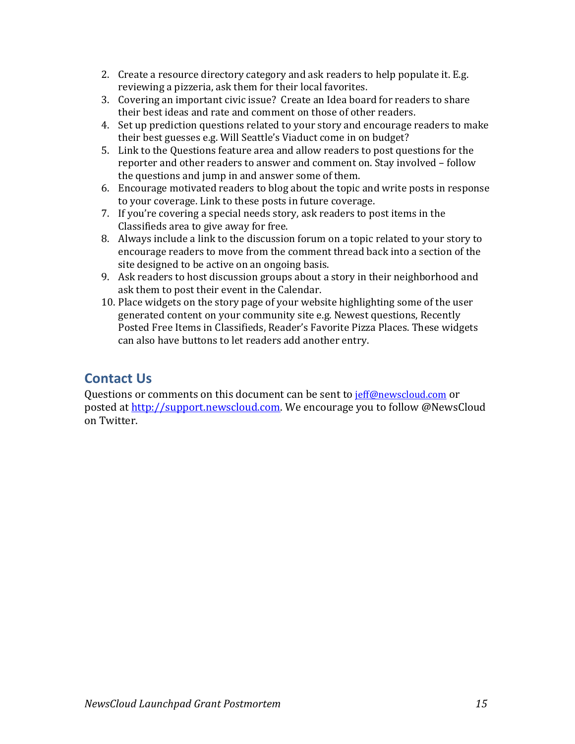2. Create a resource directory category and ask readers to help populate it. E.g. reviewing a pizzeria, ask them for their local favorites.
3. Covering an important civic issue? Create an Idea board for readers to share their best ideas and rate and comment on those of other readers.
4. Set up prediction questions related to your story and encourage readers to make their best guesses e.g. Will Seattle's Viaduct come in on budget?
5. Link to the Questions feature area and allow readers to post questions for the reporter and other readers to answer and comment on. Stay involved – follow the questions and jump in and answer some of them.
6. Encourage motivated readers to blog about the topic and write posts in response to your coverage. Link to these posts in future coverage.
7. If you're covering a special needs story, ask readers to post items in the Classifieds area to give away for free.
8. Always include a link to the discussion forum on a topic related to your story to encourage readers to move from the comment thread back into a section of the site designed to be active on an ongoing basis.
9. Ask readers to host discussion groups about a story in their neighborhood and ask them to post their event in the Calendar.
10. Place widgets on the story page of your website highlighting some of the user generated content on your community site e.g. Newest questions, Recently Posted Free Items in Classifieds, Reader's Favorite Pizza Places. These widgets can also have buttons to let readers add another entry.

## Contact Us

Questions or comments on this document can be sent to [jeff@newscloud.com](mailto:jeff@newscloud.com) or posted at [http://support.newscloud.com](http://support.newscloud.com). We encourage you to follow @NewsCloud on Twitter.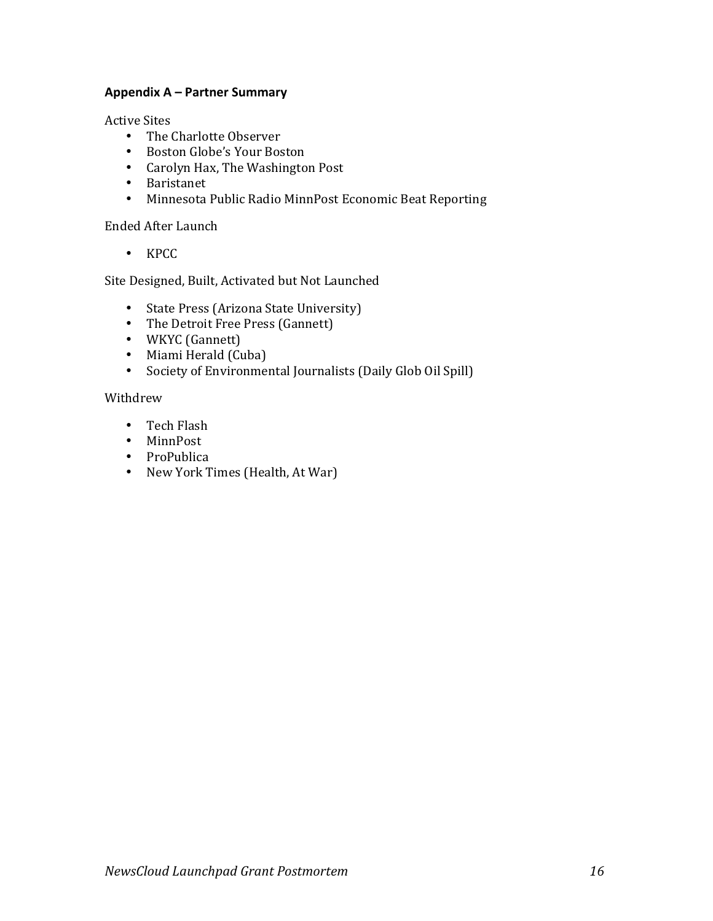**Appendix A – Partner Summary**

Active Sites

- The Charlotte Observer
- Boston Globe's Your Boston
- Carolyn Hax, The Washington Post
- Baristanet
- Minnesota Public Radio MinnPost Economic Beat Reporting

Ended After Launch

- KPCC

Site Designed, Built, Activated but Not Launched

- State Press (Arizona State University)
- The Detroit Free Press (Gannett)
- WKYC (Gannett)
- Miami Herald (Cuba)
- Society of Environmental Journalists (Daily Glob Oil Spill)

Withdrew

- Tech Flash
- MinnPost
- ProPublica
- New York Times (Health, At War)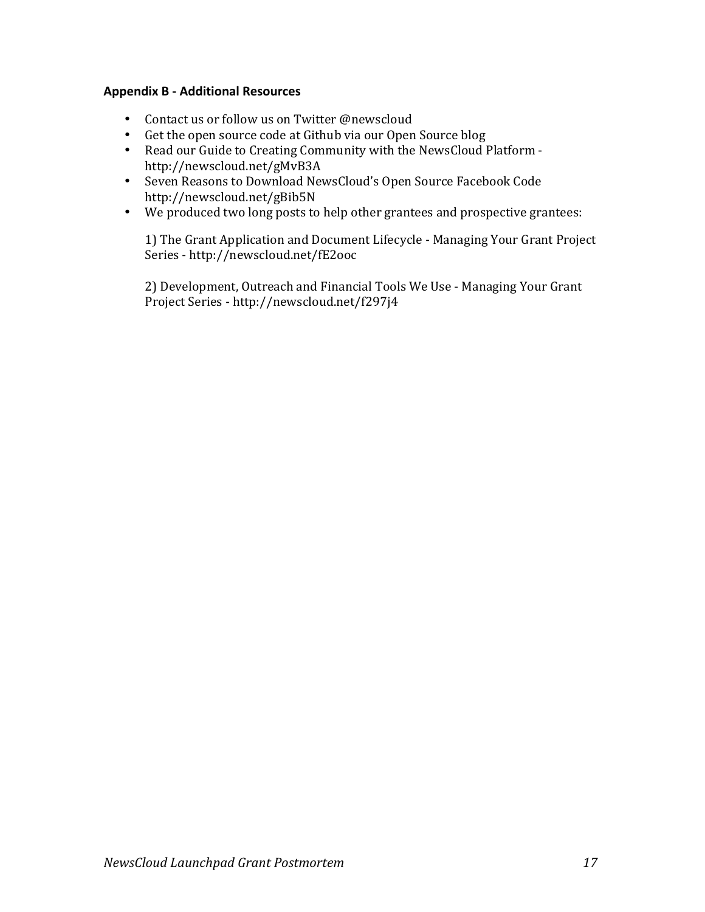**Appendix B - Additional Resources**

- Contact us or follow us on Twitter @newscloud
- Get the open source code at Github via our Open Source blog
- Read our Guide to Creating Community with the NewsCloud Platform - http://newscloud.net/gMvB3A
- Seven Reasons to Download NewsCloud's Open Source Facebook Code http://newscloud.net/gBib5N
- We produced two long posts to help other grantees and prospective grantees:

  1) The Grant Application and Document Lifecycle - Managing Your Grant Project Series - http://newscloud.net/fE2ooc

  2) Development, Outreach and Financial Tools We Use - Managing Your Grant Project Series - http://newscloud.net/f297j4